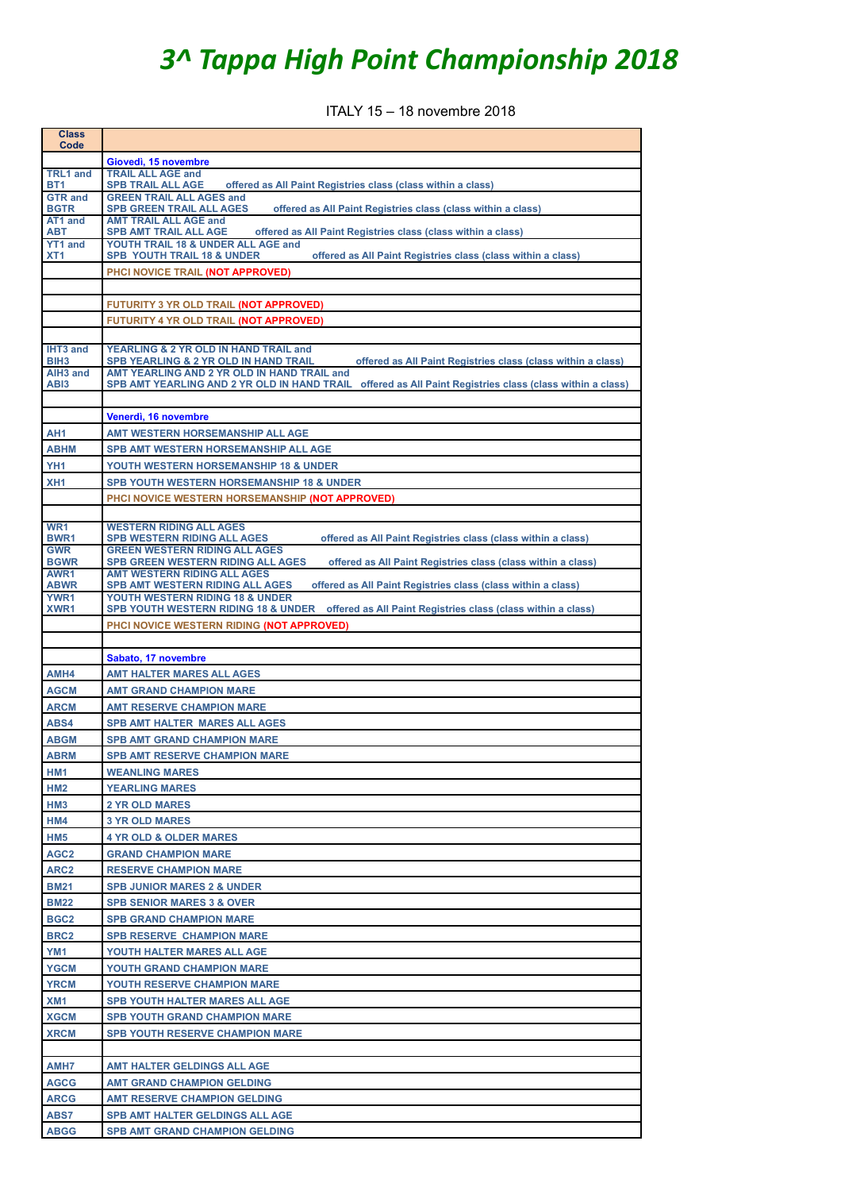# 3^ Tappa High Point Championship 2018

ITALY 15 – 18 novembre 2018

| Class Code | |
|---|---|
| | **Giovedì, 15 novembre** |
| TRL1 and BT1 | TRAIL ALL AGE and SPB TRAIL ALL AGE offered as All Paint Registries class (class within a class) |
| GTR and BGTR | GREEN TRAIL ALL AGES and SPB GREEN TRAIL ALL AGES offered as All Paint Registries class (class within a class) |
| AT1 and ABT | AMT TRAIL ALL AGE and SPB AMT TRAIL ALL AGE offered as All Paint Registries class (class within a class) |
| YT1 and XT1 | YOUTH TRAIL 18 & UNDER ALL AGE and SPB YOUTH TRAIL 18 & UNDER offered as All Paint Registries class (class within a class) |
| | PHCI NOVICE TRAIL (NOT APPROVED) |
| | |
| | FUTURITY 3 YR OLD TRAIL (NOT APPROVED) |
| | FUTURITY 4 YR OLD TRAIL (NOT APPROVED) |
| | |
| IHT3 and BIH3 | YEARLING & 2 YR OLD IN HAND TRAIL and SPB YEARLING & 2 YR OLD IN HAND TRAIL offered as All Paint Registries class (class within a class) |
| AIH3 and ABI3 | AMT YEARLING AND 2 YR OLD IN HAND TRAIL and SPB AMT YEARLING AND 2 YR OLD IN HAND TRAIL offered as All Paint Registries class (class within a class) |
| | |
| | **Venerdì, 16 novembre** |
| AH1 | AMT WESTERN HORSEMANSHIP ALL AGE |
| ABHM | SPB AMT WESTERN HORSEMANSHIP ALL AGE |
| YH1 | YOUTH WESTERN HORSEMANSHIP 18 & UNDER |
| XH1 | SPB YOUTH WESTERN HORSEMANSHIP 18 & UNDER |
| | PHCI NOVICE WESTERN HORSEMANSHIP (NOT APPROVED) |
| | |
| WR1 BWR1 | WESTERN RIDING ALL AGES SPB WESTERN RIDING ALL AGES offered as All Paint Registries class (class within a class) |
| GWR BGWR | GREEN WESTERN RIDING ALL AGES SPB GREEN WESTERN RIDING ALL AGES offered as All Paint Registries class (class within a class) |
| AWR1 ABWR | AMT WESTERN RIDING ALL AGES SPB AMT WESTERN RIDING ALL AGES offered as All Paint Registries class (class within a class) |
| YWR1 XWR1 | YOUTH WESTERN RIDING 18 & UNDER SPB YOUTH WESTERN RIDING 18 & UNDER offered as All Paint Registries class (class within a class) |
| | PHCI NOVICE WESTERN RIDING (NOT APPROVED) |
| | |
| | **Sabato, 17 novembre** |
| AMH4 | AMT HALTER MARES ALL AGES |
| AGCM | AMT GRAND CHAMPION MARE |
| ARCM | AMT RESERVE CHAMPION MARE |
| ABS4 | SPB AMT HALTER MARES ALL AGES |
| ABGM | SPB AMT GRAND CHAMPION MARE |
| ABRM | SPB AMT RESERVE CHAMPION MARE |
| HM1 | WEANLING MARES |
| HM2 | YEARLING MARES |
| HM3 | 2 YR OLD MARES |
| HM4 | 3 YR OLD MARES |
| HM5 | 4 YR OLD & OLDER MARES |
| AGC2 | GRAND CHAMPION MARE |
| ARC2 | RESERVE CHAMPION MARE |
| BM21 | SPB JUNIOR MARES 2 & UNDER |
| BM22 | SPB SENIOR MARES 3 & OVER |
| BGC2 | SPB GRAND CHAMPION MARE |
| BRC2 | SPB RESERVE CHAMPION MARE |
| YM1 | YOUTH HALTER MARES ALL AGE |
| YGCM | YOUTH GRAND CHAMPION MARE |
| YRCM | YOUTH RESERVE CHAMPION MARE |
| XM1 | SPB YOUTH HALTER MARES ALL AGE |
| XGCM | SPB YOUTH GRAND CHAMPION MARE |
| XRCM | SPB YOUTH RESERVE CHAMPION MARE |
| | |
| AMH7 | AMT HALTER GELDINGS ALL AGE |
| AGCG | AMT GRAND CHAMPION GELDING |
| ARCG | AMT RESERVE CHAMPION GELDING |
| ABS7 | SPB AMT HALTER GELDINGS ALL AGE |
| ABGG | SPB AMT GRAND CHAMPION GELDING |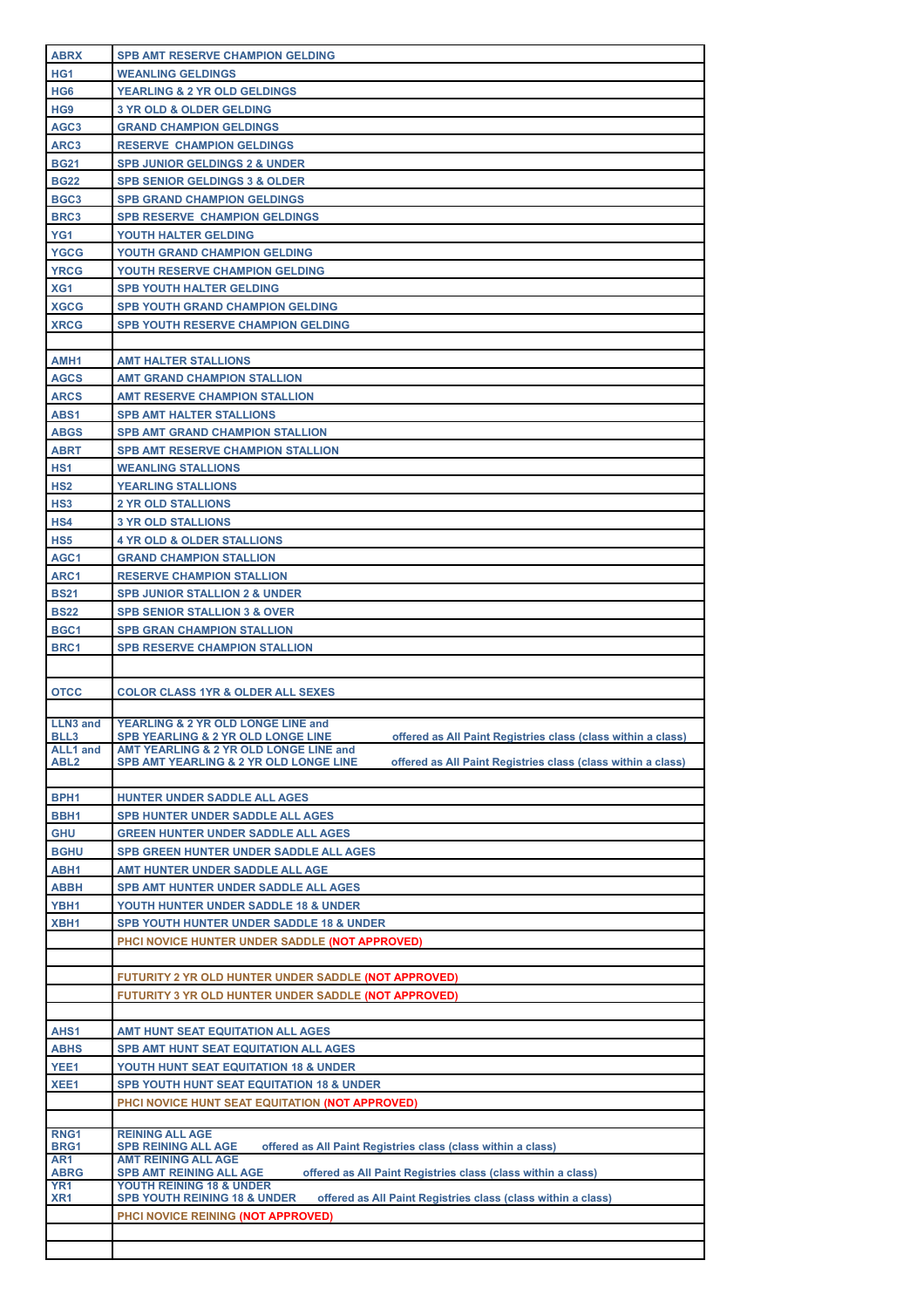| | |
|---|---|
| ABRX | SPB AMT RESERVE CHAMPION GELDING |
| HG1 | WEANLING GELDINGS |
| HG6 | YEARLING & 2 YR OLD GELDINGS |
| HG9 | 3 YR OLD & OLDER GELDING |
| AGC3 | GRAND CHAMPION GELDINGS |
| ARC3 | RESERVE CHAMPION GELDINGS |
| BG21 | SPB JUNIOR GELDINGS 2 & UNDER |
| BG22 | SPB SENIOR GELDINGS 3 & OLDER |
| BGC3 | SPB GRAND CHAMPION GELDINGS |
| BRC3 | SPB RESERVE CHAMPION GELDINGS |
| YG1 | YOUTH HALTER GELDING |
| YGCG | YOUTH GRAND CHAMPION GELDING |
| YRCG | YOUTH RESERVE CHAMPION GELDING |
| XG1 | SPB YOUTH HALTER GELDING |
| XGCG | SPB YOUTH GRAND CHAMPION GELDING |
| XRCG | SPB YOUTH RESERVE CHAMPION GELDING |
| | |
| AMH1 | AMT HALTER STALLIONS |
| AGCS | AMT GRAND CHAMPION STALLION |
| ARCS | AMT RESERVE CHAMPION STALLION |
| ABS1 | SPB AMT HALTER STALLIONS |
| ABGS | SPB AMT GRAND CHAMPION STALLION |
| ABRT | SPB AMT RESERVE CHAMPION STALLION |
| HS1 | WEANLING STALLIONS |
| HS2 | YEARLING STALLIONS |
| HS3 | 2 YR OLD STALLIONS |
| HS4 | 3 YR OLD STALLIONS |
| HS5 | 4 YR OLD & OLDER STALLIONS |
| AGC1 | GRAND CHAMPION STALLION |
| ARC1 | RESERVE CHAMPION STALLION |
| BS21 | SPB JUNIOR STALLION 2 & UNDER |
| BS22 | SPB SENIOR STALLION 3 & OVER |
| BGC1 | SPB GRAN CHAMPION STALLION |
| BRC1 | SPB RESERVE CHAMPION STALLION |
| | |
| OTCC | COLOR CLASS 1YR & OLDER ALL SEXES |
| | |
| LLN3 and BLL3 | YEARLING & 2 YR OLD LONGE LINE and SPB YEARLING & 2 YR OLD LONGE LINE offered as All Paint Registries class (class within a class) |
| ALL1 and ABL2 | AMT YEARLING & 2 YR OLD LONGE LINE and SPB AMT YEARLING & 2 YR OLD LONGE LINE offered as All Paint Registries class (class within a class) |
| | |
| BPH1 | HUNTER UNDER SADDLE ALL AGES |
| BBH1 | SPB HUNTER UNDER SADDLE ALL AGES |
| GHU | GREEN HUNTER UNDER SADDLE ALL AGES |
| BGHU | SPB GREEN HUNTER UNDER SADDLE ALL AGES |
| ABH1 | AMT HUNTER UNDER SADDLE ALL AGE |
| ABBH | SPB AMT HUNTER UNDER SADDLE ALL AGES |
| YBH1 | YOUTH HUNTER UNDER SADDLE 18 & UNDER |
| XBH1 | SPB YOUTH HUNTER UNDER SADDLE 18 & UNDER |
| | PHCI NOVICE HUNTER UNDER SADDLE (NOT APPROVED) |
| | |
| | FUTURITY 2 YR OLD HUNTER UNDER SADDLE (NOT APPROVED) |
| | FUTURITY 3 YR OLD HUNTER UNDER SADDLE (NOT APPROVED) |
| | |
| AHS1 | AMT HUNT SEAT EQUITATION ALL AGES |
| ABHS | SPB AMT HUNT SEAT EQUITATION ALL AGES |
| YEE1 | YOUTH HUNT SEAT EQUITATION 18 & UNDER |
| XEE1 | SPB YOUTH HUNT SEAT EQUITATION 18 & UNDER |
| | PHCI NOVICE HUNT SEAT EQUITATION (NOT APPROVED) |
| | |
| RNG1 BRG1 | REINING ALL AGE SPB REINING ALL AGE offered as All Paint Registries class (class within a class) |
| AR1 ABRG | AMT REINING ALL AGE SPB AMT REINING ALL AGE offered as All Paint Registries class (class within a class) |
| YR1 XR1 | YOUTH REINING 18 & UNDER SPB YOUTH REINING 18 & UNDER offered as All Paint Registries class (class within a class) |
| | PHCI NOVICE REINING (NOT APPROVED) |
| | |
| | |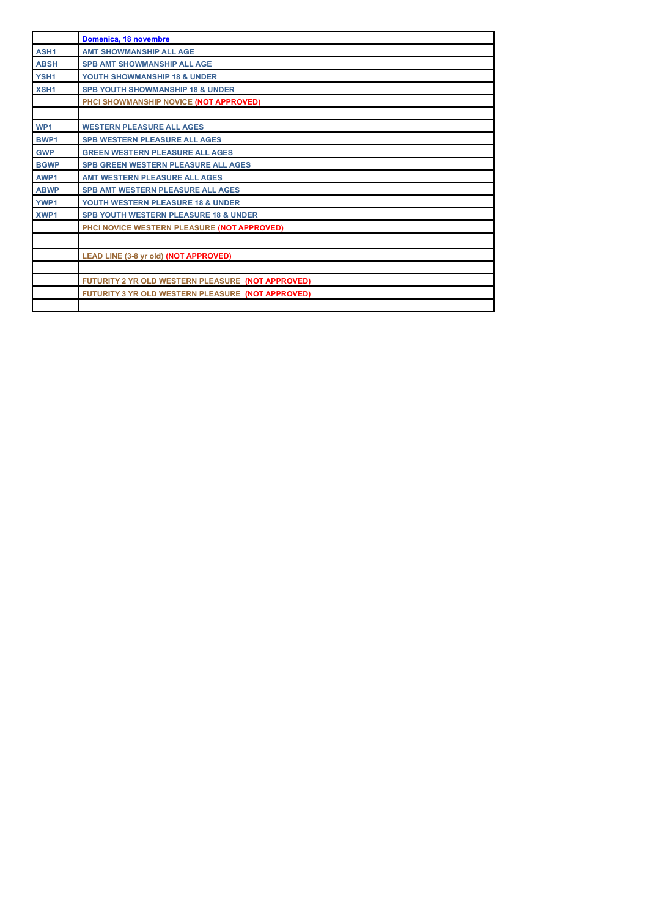| | Domenica, 18 novembre |
|---|---|
| ASH1 | AMT SHOWMANSHIP ALL AGE |
| ABSH | SPB AMT SHOWMANSHIP ALL AGE |
| YSH1 | YOUTH SHOWMANSHIP 18 & UNDER |
| XSH1 | SPB YOUTH SHOWMANSHIP 18 & UNDER |
| | PHCI SHOWMANSHIP NOVICE (NOT APPROVED) |
| | |
| WP1 | WESTERN PLEASURE ALL AGES |
| BWP1 | SPB WESTERN PLEASURE ALL AGES |
| GWP | GREEN WESTERN PLEASURE ALL AGES |
| BGWP | SPB GREEN WESTERN PLEASURE ALL AGES |
| AWP1 | AMT WESTERN PLEASURE ALL AGES |
| ABWP | SPB AMT WESTERN PLEASURE ALL AGES |
| YWP1 | YOUTH WESTERN PLEASURE 18 & UNDER |
| XWP1 | SPB YOUTH WESTERN PLEASURE 18 & UNDER |
| | PHCI NOVICE WESTERN PLEASURE (NOT APPROVED) |
| | |
| | LEAD LINE (3-8 yr old) (NOT APPROVED) |
| | |
| | FUTURITY 2 YR OLD WESTERN PLEASURE (NOT APPROVED) |
| | FUTURITY 3 YR OLD WESTERN PLEASURE (NOT APPROVED) |
| | |